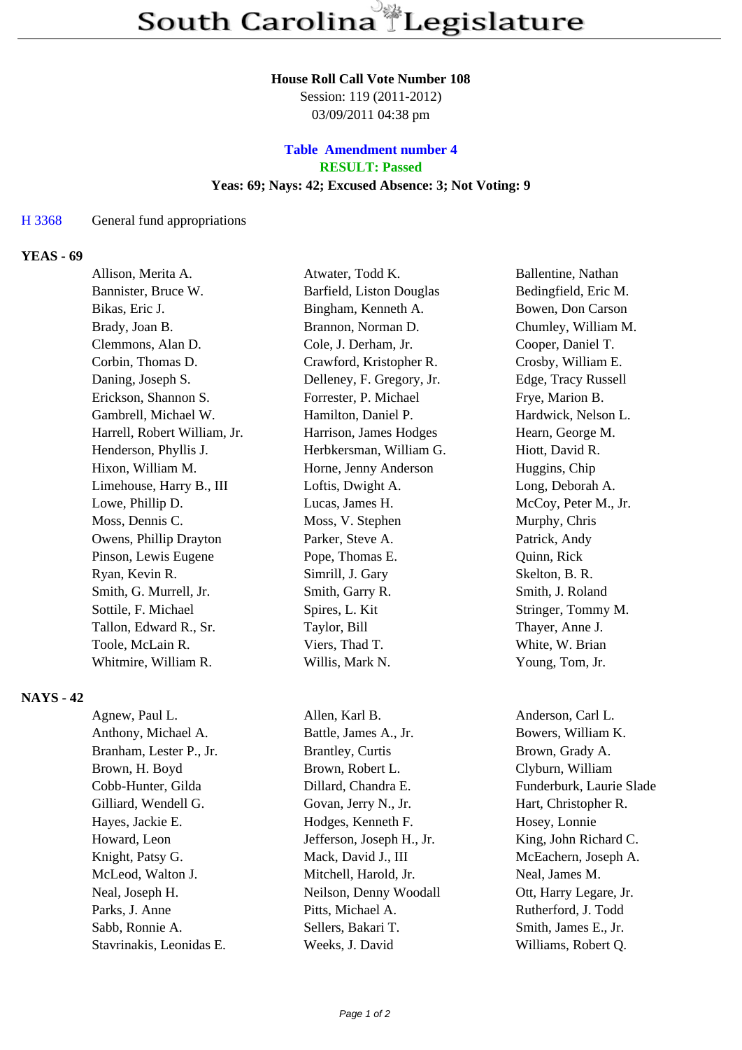# South Carolina Legislature

**House Roll Call Vote Number 108**
Session: 119 (2011-2012)
03/09/2011 04:38 pm

**Table Amendment number 4**
**RESULT: Passed**
**Yeas: 69; Nays: 42; Excused Absence: 3; Not Voting: 9**

H 3368 General fund appropriations

**YEAS - 69**

| | | |
|---|---|---|
| Allison, Merita A. | Atwater, Todd K. | Ballentine, Nathan |
| Bannister, Bruce W. | Barfield, Liston Douglas | Bedingfield, Eric M. |
| Bikas, Eric J. | Bingham, Kenneth A. | Bowen, Don Carson |
| Brady, Joan B. | Brannon, Norman D. | Chumley, William M. |
| Clemmons, Alan D. | Cole, J. Derham, Jr. | Cooper, Daniel T. |
| Corbin, Thomas D. | Crawford, Kristopher R. | Crosby, William E. |
| Daning, Joseph S. | Delleney, F. Gregory, Jr. | Edge, Tracy Russell |
| Erickson, Shannon S. | Forrester, P. Michael | Frye, Marion B. |
| Gambrell, Michael W. | Hamilton, Daniel P. | Hardwick, Nelson L. |
| Harrell, Robert William, Jr. | Harrison, James Hodges | Hearn, George M. |
| Henderson, Phyllis J. | Herbkersman, William G. | Hiott, David R. |
| Hixon, William M. | Horne, Jenny Anderson | Huggins, Chip |
| Limehouse, Harry B., III | Loftis, Dwight A. | Long, Deborah A. |
| Lowe, Phillip D. | Lucas, James H. | McCoy, Peter M., Jr. |
| Moss, Dennis C. | Moss, V. Stephen | Murphy, Chris |
| Owens, Phillip Drayton | Parker, Steve A. | Patrick, Andy |
| Pinson, Lewis Eugene | Pope, Thomas E. | Quinn, Rick |
| Ryan, Kevin R. | Simrill, J. Gary | Skelton, B. R. |
| Smith, G. Murrell, Jr. | Smith, Garry R. | Smith, J. Roland |
| Sottile, F. Michael | Spires, L. Kit | Stringer, Tommy M. |
| Tallon, Edward R., Sr. | Taylor, Bill | Thayer, Anne J. |
| Toole, McLain R. | Viers, Thad T. | White, W. Brian |
| Whitmire, William R. | Willis, Mark N. | Young, Tom, Jr. |

**NAYS - 42**

| | | |
|---|---|---|
| Agnew, Paul L. | Allen, Karl B. | Anderson, Carl L. |
| Anthony, Michael A. | Battle, James A., Jr. | Bowers, William K. |
| Branham, Lester P., Jr. | Brantley, Curtis | Brown, Grady A. |
| Brown, H. Boyd | Brown, Robert L. | Clyburn, William |
| Cobb-Hunter, Gilda | Dillard, Chandra E. | Funderburk, Laurie Slade |
| Gilliard, Wendell G. | Govan, Jerry N., Jr. | Hart, Christopher R. |
| Hayes, Jackie E. | Hodges, Kenneth F. | Hosey, Lonnie |
| Howard, Leon | Jefferson, Joseph H., Jr. | King, John Richard C. |
| Knight, Patsy G. | Mack, David J., III | McEachern, Joseph A. |
| McLeod, Walton J. | Mitchell, Harold, Jr. | Neal, James M. |
| Neal, Joseph H. | Neilson, Denny Woodall | Ott, Harry Legare, Jr. |
| Parks, J. Anne | Pitts, Michael A. | Rutherford, J. Todd |
| Sabb, Ronnie A. | Sellers, Bakari T. | Smith, James E., Jr. |
| Stavrinakis, Leonidas E. | Weeks, J. David | Williams, Robert Q. |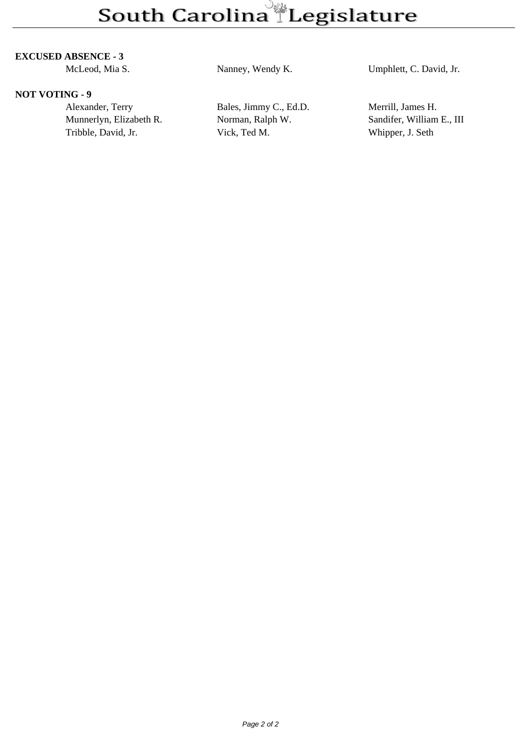**EXCUSED ABSENCE - 3**

| | | |
|---|---|---|
| McLeod, Mia S. | Nanney, Wendy K. | Umphlett, C. David, Jr. |

**NOT VOTING - 9**

| | | |
|---|---|---|
| Alexander, Terry | Bales, Jimmy C., Ed.D. | Merrill, James H. |
| Munnerlyn, Elizabeth R. | Norman, Ralph W. | Sandifer, William E., III |
| Tribble, David, Jr. | Vick, Ted M. | Whipper, J. Seth |